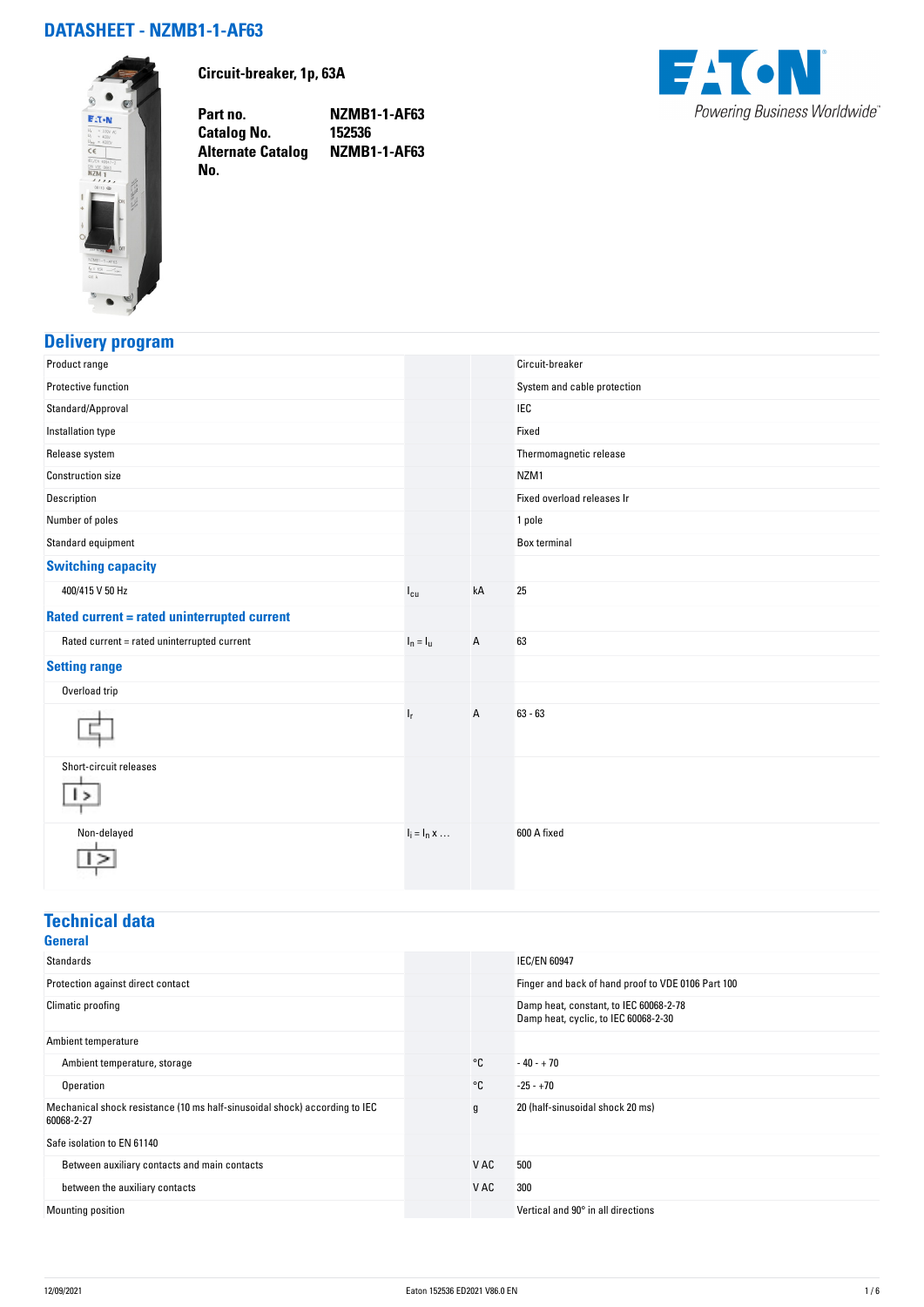# DATASHEET - NZMB1-1-AF63

**Circuit-breaker, 1p, 63A**

| | |
|---|---|
| **Part no.** | **NZMB1-1-AF63** |
| **Catalog No.** | **152536** |
| **Alternate Catalog No.** | **NZMB1-1-AF63** |

EATON
*Powering Business Worldwide*

## Delivery program

| | | | |
|---|---|---|---|
| Product range | | | Circuit-breaker |
| Protective function | | | System and cable protection |
| Standard/Approval | | | IEC |
| Installation type | | | Fixed |
| Release system | | | Thermomagnetic release |
| Construction size | | | NZM1 |
| Description | | | Fixed overload releases Ir |
| Number of poles | | | 1 pole |
| Standard equipment | | | Box terminal |
| **Switching capacity** | | | |
| 400/415 V 50 Hz | $I_{cu}$ | kA | 25 |
| **Rated current = rated uninterrupted current** | | | |
| Rated current = rated uninterrupted current | $I_n = I_u$ | A | 63 |
| **Setting range** | | | |
| Overload trip | | | |
| | $I_r$ | A | 63 - 63 |
| Short-circuit releases | | | |
| Non-delayed | $I_i = I_n$ x ... | | 600 A fixed |

## Technical data

### General

| | | | |
|---|---|---|---|
| Standards | | | IEC/EN 60947 |
| Protection against direct contact | | | Finger and back of hand proof to VDE 0106 Part 100 |
| Climatic proofing | | | Damp heat, constant, to IEC 60068-2-78<br>Damp heat, cyclic, to IEC 60068-2-30 |
| Ambient temperature | | | |
| Ambient temperature, storage | | °C | - 40 - + 70 |
| Operation | | °C | -25 - +70 |
| Mechanical shock resistance (10 ms half-sinusoidal shock) according to IEC 60068-2-27 | | g | 20 (half-sinusoidal shock 20 ms) |
| Safe isolation to EN 61140 | | | |
| Between auxiliary contacts and main contacts | | V AC | 500 |
| between the auxiliary contacts | | V AC | 300 |
| Mounting position | | | Vertical and 90° in all directions |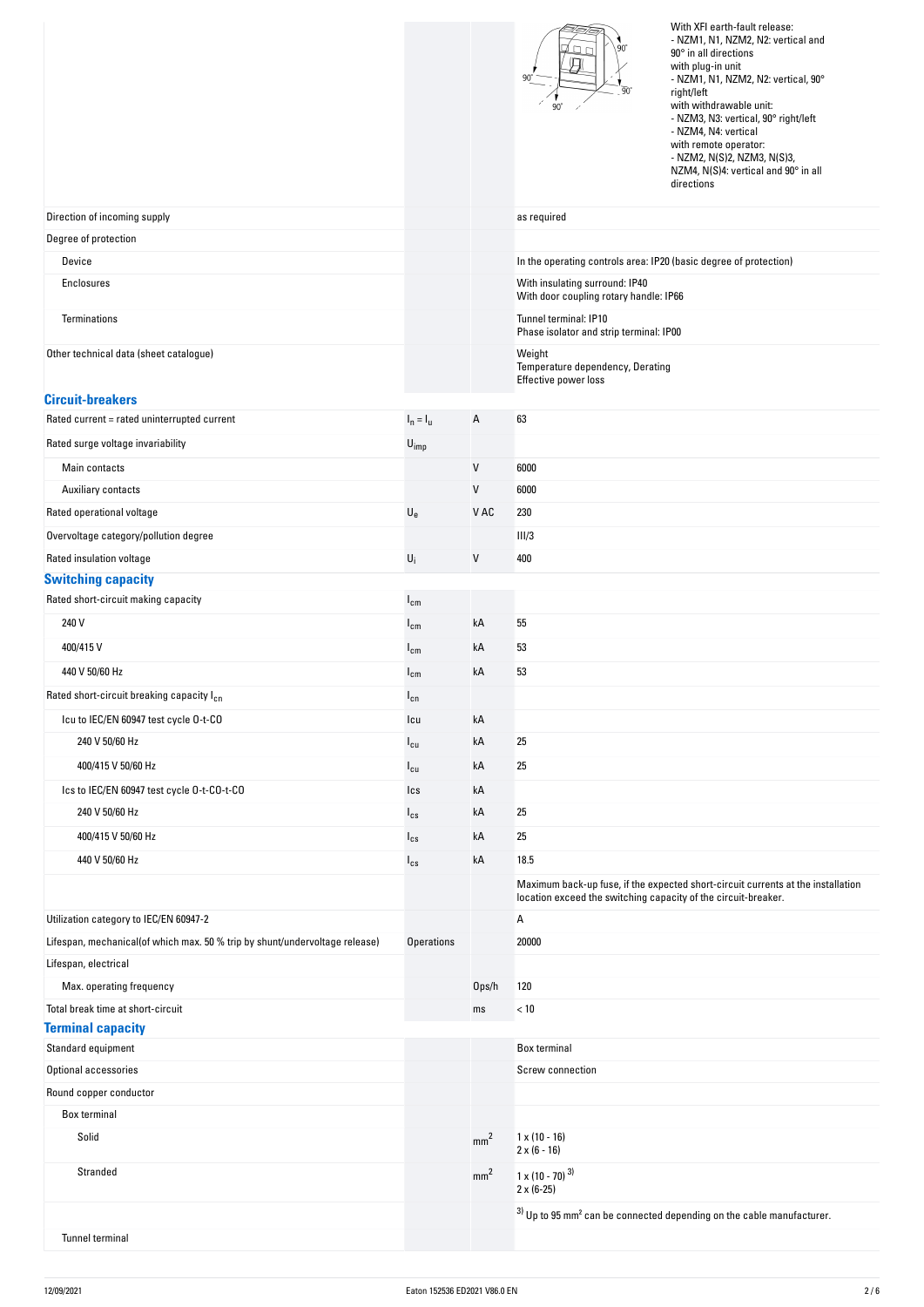| | | | |
|---|---|---|---|
| | | | With XFI earth-fault release:<br>- NZM1, N1, NZM2, N2: vertical and 90° in all directions<br>with plug-in unit<br>- NZM1, N1, NZM2, N2: vertical, 90° right/left<br>with withdrawable unit:<br>- NZM3, N3: vertical, 90° right/left<br>- NZM4, N4: vertical<br>with remote operator:<br>- NZM2, N(S)2, NZM3, N(S)3, NZM4, N(S)4: vertical and 90° in all directions |
| Direction of incoming supply | | | as required |
| Degree of protection | | | |
| Device | | | In the operating controls area: IP20 (basic degree of protection) |
| Enclosures | | | With insulating surround: IP40<br>With door coupling rotary handle: IP66 |
| Terminations | | | Tunnel terminal: IP10<br>Phase isolator and strip terminal: IP00 |
| Other technical data (sheet catalogue) | | | Weight<br>Temperature dependency, Derating<br>Effective power loss |

## Circuit-breakers

| | | | |
|---|---|---|---|
| Rated current = rated uninterrupted current | $I_n = I_u$ | A | 63 |
| Rated surge voltage invariability | $U_{imp}$ | | |
| Main contacts | | V | 6000 |
| Auxiliary contacts | | V | 6000 |
| Rated operational voltage | $U_e$ | V AC | 230 |
| Overvoltage category/pollution degree | | | III/3 |
| Rated insulation voltage | $U_i$ | V | 400 |

## Switching capacity

| | | | |
|---|---|---|---|
| Rated short-circuit making capacity | $I_{cm}$ | | |
| 240 V | $I_{cm}$ | kA | 55 |
| 400/415 V | $I_{cm}$ | kA | 53 |
| 440 V 50/60 Hz | $I_{cm}$ | kA | 53 |
| Rated short-circuit breaking capacity $I_{cn}$ | $I_{cn}$ | | |
| Icu to IEC/EN 60947 test cycle O-t-CO | Icu | kA | |
| 240 V 50/60 Hz | $I_{cu}$ | kA | 25 |
| 400/415 V 50/60 Hz | $I_{cu}$ | kA | 25 |
| Ics to IEC/EN 60947 test cycle O-t-CO-t-CO | Ics | kA | |
| 240 V 50/60 Hz | $I_{cs}$ | kA | 25 |
| 400/415 V 50/60 Hz | $I_{cs}$ | kA | 25 |
| 440 V 50/60 Hz | $I_{cs}$ | kA | 18.5 |
| | | | Maximum back-up fuse, if the expected short-circuit currents at the installation location exceed the switching capacity of the circuit-breaker. |
| Utilization category to IEC/EN 60947-2 | | | A |
| Lifespan, mechanical(of which max. 50 % trip by shunt/undervoltage release) | Operations | | 20000 |
| Lifespan, electrical | | | |
| Max. operating frequency | | Ops/h | 120 |
| Total break time at short-circuit | | ms | < 10 |

## Terminal capacity

| | | | |
|---|---|---|---|
| Standard equipment | | | Box terminal |
| Optional accessories | | | Screw connection |
| Round copper conductor | | | |
| Box terminal | | | |
| Solid | | $mm^2$ | 1 x (10 - 16)<br>2 x (6 - 16) |
| Stranded | | $mm^2$ | 1 x (10 - 70) [3]<br>2 x (6-25) |
| | | | [3] Up to 95 $mm^2$ can be connected depending on the cable manufacturer. |
| Tunnel terminal | | | |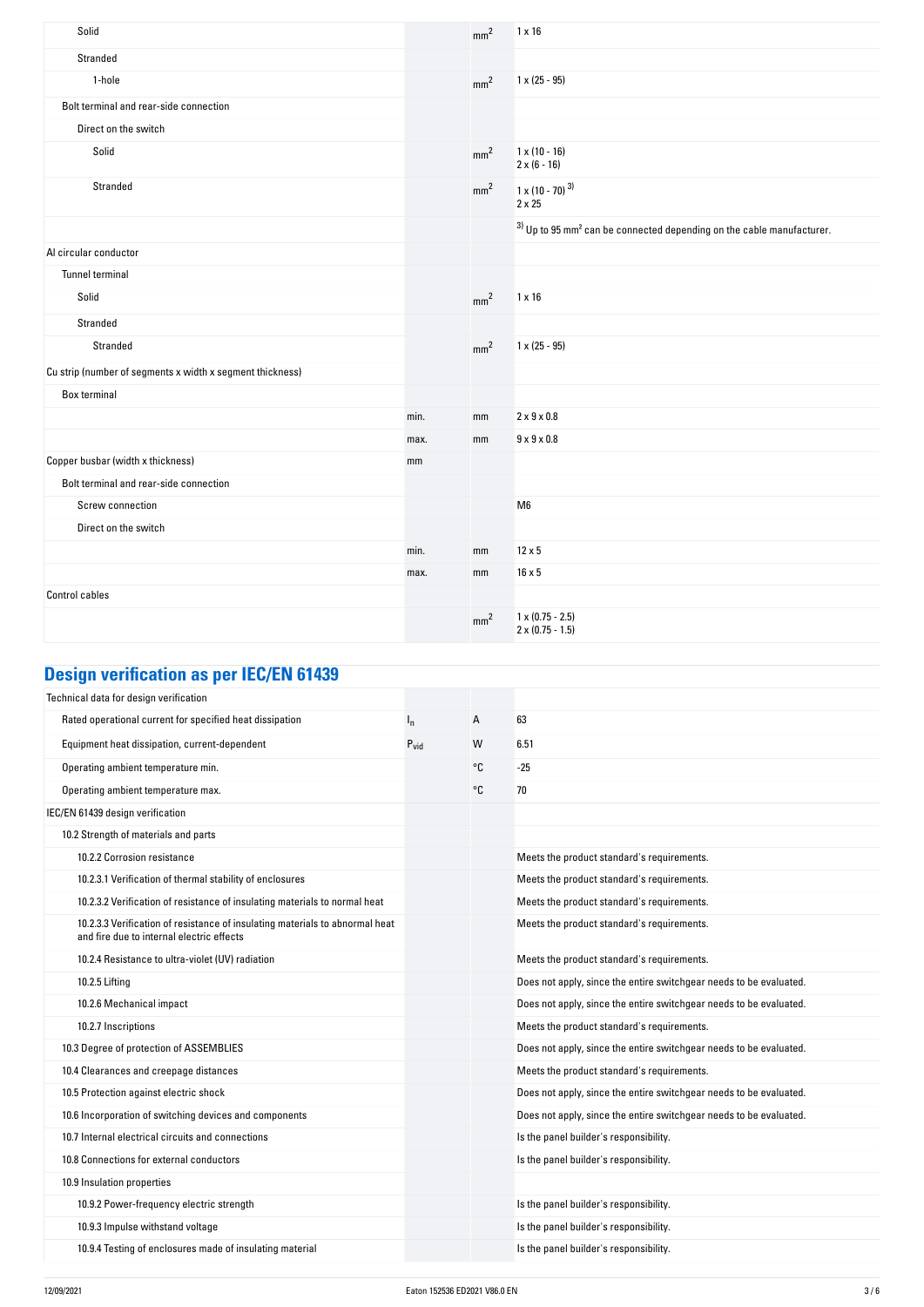| | | | |
|---|---|---|---|
| Solid | | $mm^2$ | 1 x 16 |
| Stranded | | | |
| 1-hole | | $mm^2$ | 1 x (25 - 95) |
| Bolt terminal and rear-side connection | | | |
| Direct on the switch | | | |
| Solid | | $mm^2$ | 1 x (10 - 16)<br>2 x (6 - 16) |
| Stranded | | $mm^2$ | 1 x (10 - 70) [3)]<br>2 x 25 |
| | | | [3)] Up to 95 $mm^2$ can be connected depending on the cable manufacturer. |
| Al circular conductor | | | |
| Tunnel terminal | | | |
| Solid | | $mm^2$ | 1 x 16 |
| Stranded | | | |
| Stranded | | $mm^2$ | 1 x (25 - 95) |
| Cu strip (number of segments x width x segment thickness) | | | |
| Box terminal | | | |
| | min. | mm | 2 x 9 x 0.8 |
| | max. | mm | 9 x 9 x 0.8 |
| Copper busbar (width x thickness) | mm | | |
| Bolt terminal and rear-side connection | | | |
| Screw connection | | | M6 |
| Direct on the switch | | | |
| | min. | mm | 12 x 5 |
| | max. | mm | 16 x 5 |
| Control cables | | | |
| | | $mm^2$ | 1 x (0.75 - 2.5)<br>2 x (0.75 - 1.5) |

## Design verification as per IEC/EN 61439

| | | | |
|---|---|---|---|
| Technical data for design verification | | | |
| Rated operational current for specified heat dissipation | $I_n$ | A | 63 |
| Equipment heat dissipation, current-dependent | $P_{vid}$ | W | 6.51 |
| Operating ambient temperature min. | | °C | -25 |
| Operating ambient temperature max. | | °C | 70 |
| IEC/EN 61439 design verification | | | |
| 10.2 Strength of materials and parts | | | |
| 10.2.2 Corrosion resistance | | | Meets the product standard's requirements. |
| 10.2.3.1 Verification of thermal stability of enclosures | | | Meets the product standard's requirements. |
| 10.2.3.2 Verification of resistance of insulating materials to normal heat | | | Meets the product standard's requirements. |
| 10.2.3.3 Verification of resistance of insulating materials to abnormal heat and fire due to internal electric effects | | | Meets the product standard's requirements. |
| 10.2.4 Resistance to ultra-violet (UV) radiation | | | Meets the product standard's requirements. |
| 10.2.5 Lifting | | | Does not apply, since the entire switchgear needs to be evaluated. |
| 10.2.6 Mechanical impact | | | Does not apply, since the entire switchgear needs to be evaluated. |
| 10.2.7 Inscriptions | | | Meets the product standard's requirements. |
| 10.3 Degree of protection of ASSEMBLIES | | | Does not apply, since the entire switchgear needs to be evaluated. |
| 10.4 Clearances and creepage distances | | | Meets the product standard's requirements. |
| 10.5 Protection against electric shock | | | Does not apply, since the entire switchgear needs to be evaluated. |
| 10.6 Incorporation of switching devices and components | | | Does not apply, since the entire switchgear needs to be evaluated. |
| 10.7 Internal electrical circuits and connections | | | Is the panel builder's responsibility. |
| 10.8 Connections for external conductors | | | Is the panel builder's responsibility. |
| 10.9 Insulation properties | | | |
| 10.9.2 Power-frequency electric strength | | | Is the panel builder's responsibility. |
| 10.9.3 Impulse withstand voltage | | | Is the panel builder's responsibility. |
| 10.9.4 Testing of enclosures made of insulating material | | | Is the panel builder's responsibility. |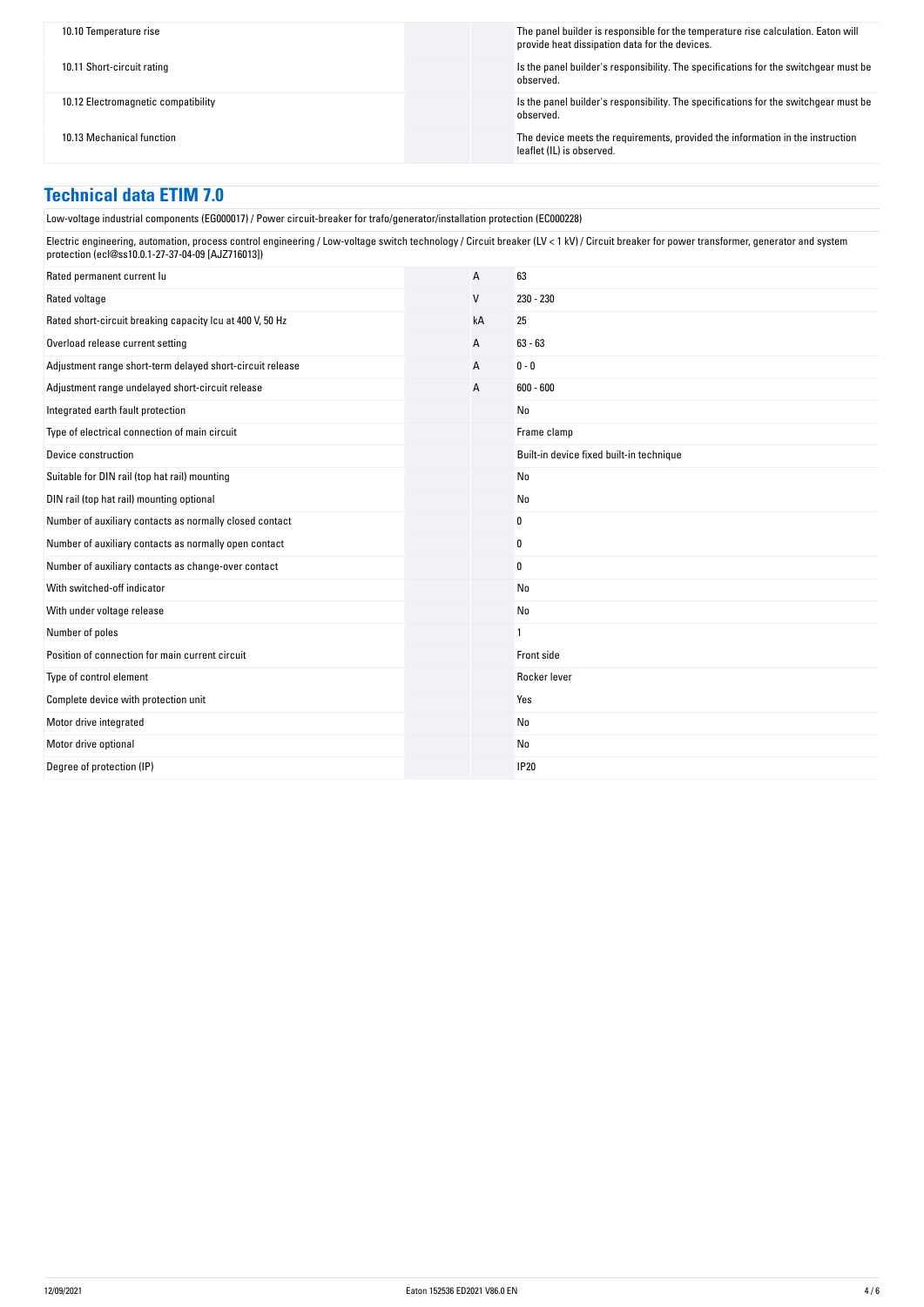| | | |
|---|---|---|
| 10.10 Temperature rise | | The panel builder is responsible for the temperature rise calculation. Eaton will provide heat dissipation data for the devices. |
| 10.11 Short-circuit rating | | Is the panel builder's responsibility. The specifications for the switchgear must be observed. |
| 10.12 Electromagnetic compatibility | | Is the panel builder's responsibility. The specifications for the switchgear must be observed. |
| 10.13 Mechanical function | | The device meets the requirements, provided the information in the instruction leaflet (IL) is observed. |

## Technical data ETIM 7.0

Low-voltage industrial components (EG000017) / Power circuit-breaker for trafo/generator/installation protection (EC000228)

Electric engineering, automation, process control engineering / Low-voltage switch technology / Circuit breaker (LV < 1 kV) / Circuit breaker for power transformer, generator and system protection (ecl@ss10.0.1-27-37-04-09 [AJZ716013])

| | | |
|---|---|---|
| Rated permanent current Iu | A | 63 |
| Rated voltage | V | 230 - 230 |
| Rated short-circuit breaking capacity Icu at 400 V, 50 Hz | kA | 25 |
| Overload release current setting | A | 63 - 63 |
| Adjustment range short-term delayed short-circuit release | A | 0 - 0 |
| Adjustment range undelayed short-circuit release | A | 600 - 600 |
| Integrated earth fault protection | | No |
| Type of electrical connection of main circuit | | Frame clamp |
| Device construction | | Built-in device fixed built-in technique |
| Suitable for DIN rail (top hat rail) mounting | | No |
| DIN rail (top hat rail) mounting optional | | No |
| Number of auxiliary contacts as normally closed contact | | 0 |
| Number of auxiliary contacts as normally open contact | | 0 |
| Number of auxiliary contacts as change-over contact | | 0 |
| With switched-off indicator | | No |
| With under voltage release | | No |
| Number of poles | | 1 |
| Position of connection for main current circuit | | Front side |
| Type of control element | | Rocker lever |
| Complete device with protection unit | | Yes |
| Motor drive integrated | | No |
| Motor drive optional | | No |
| Degree of protection (IP) | | IP20 |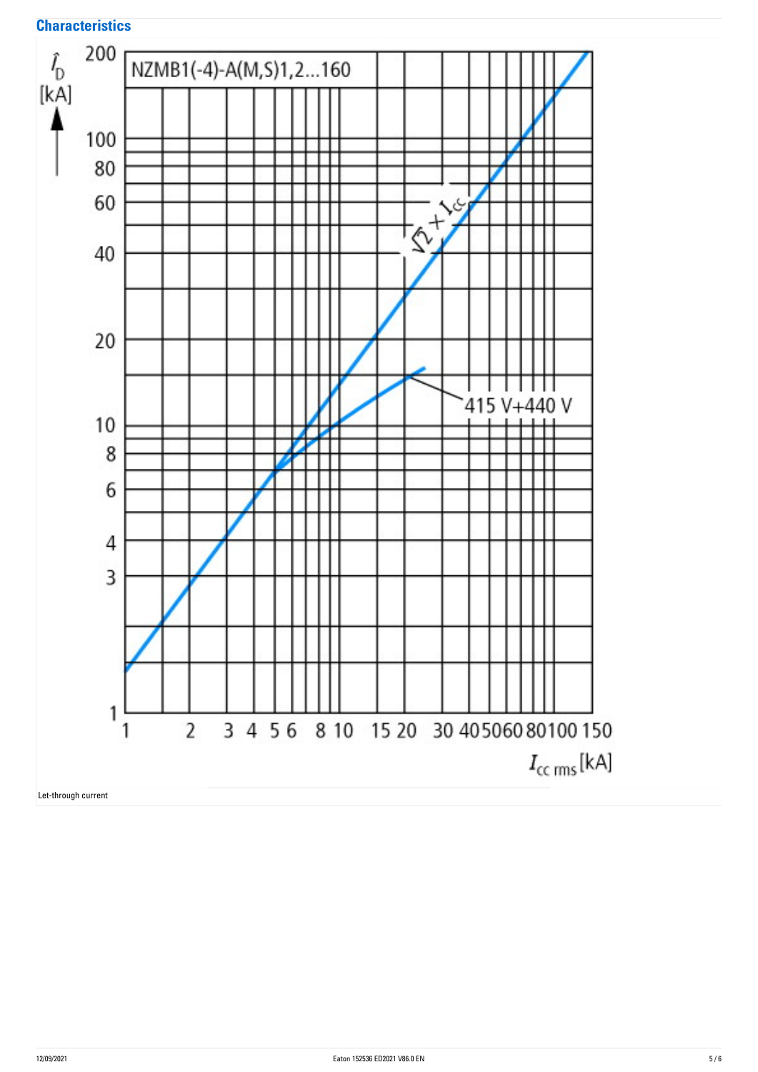## Characteristics

NZMB1(-4)-A(M,S)1,2...160

$\hat{I}_D$ [kA]

$\sqrt{2} \times I_{cc}$

415 V+440 V

$I_{cc\ rms}$ [kA]

Let-through current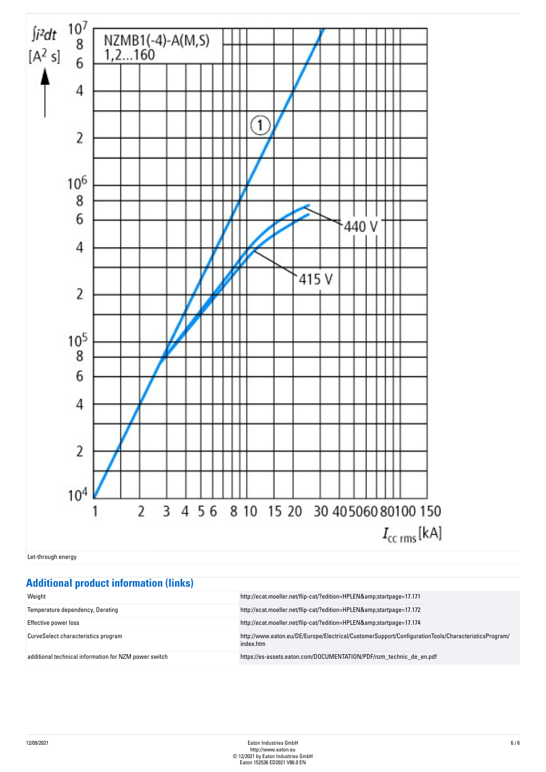$\int i^2 dt$ [$A^2$ s]

NZMB1(-4)-A(M,S) 1,2...160

$10^7$ 8 6 4 2 $10^6$ 8 6 4 2 $10^5$ 8 6 4 2 $10^4$

1 2 3 4 5 6 8 10 15 20 30 40 50 60 80 100 150

$I_{cc\ rms}$ [kA]

440 V

415 V

Let-through energy

## Additional product information (links)

| | |
|---|---|
| Weight | http://ecat.moeller.net/flip-cat/?edition=HPLEN&amp;startpage=17.171 |
| Temperature dependency, Derating | http://ecat.moeller.net/flip-cat/?edition=HPLEN&amp;startpage=17.172 |
| Effective power loss | http://ecat.moeller.net/flip-cat/?edition=HPLEN&amp;startpage=17.174 |
| CurveSelect characteristics program | http://www.eaton.eu/DE/Europe/Electrical/CustomerSupport/ConfigurationTools/CharacteristicsProgram/index.htm |
| additional technical information for NZM power switch | https://es-assets.eaton.com/DOCUMENTATION/PDF/nzm_technic_de_en.pdf |